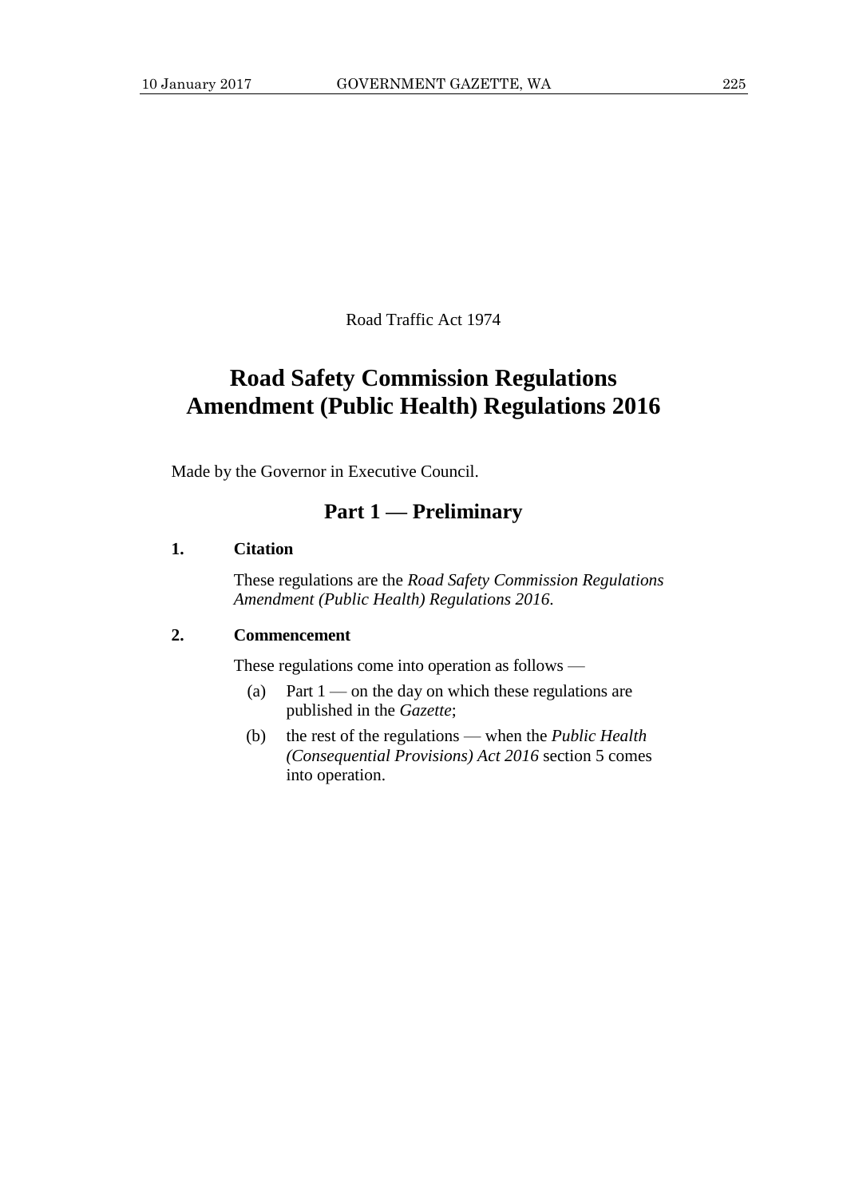Road Traffic Act 1974

# Road Safety Commission Regulations Amendment (Public Health) Regulations 2016

Made by the Governor in Executive Council.

## Part 1 — Preliminary

### 1. Citation

These regulations are the *Road Safety Commission Regulations Amendment (Public Health) Regulations 2016*.

### 2. Commencement

These regulations come into operation as follows —

(a) Part 1 — on the day on which these regulations are published in the *Gazette*;

(b) the rest of the regulations — when the *Public Health (Consequential Provisions) Act 2016* section 5 comes into operation.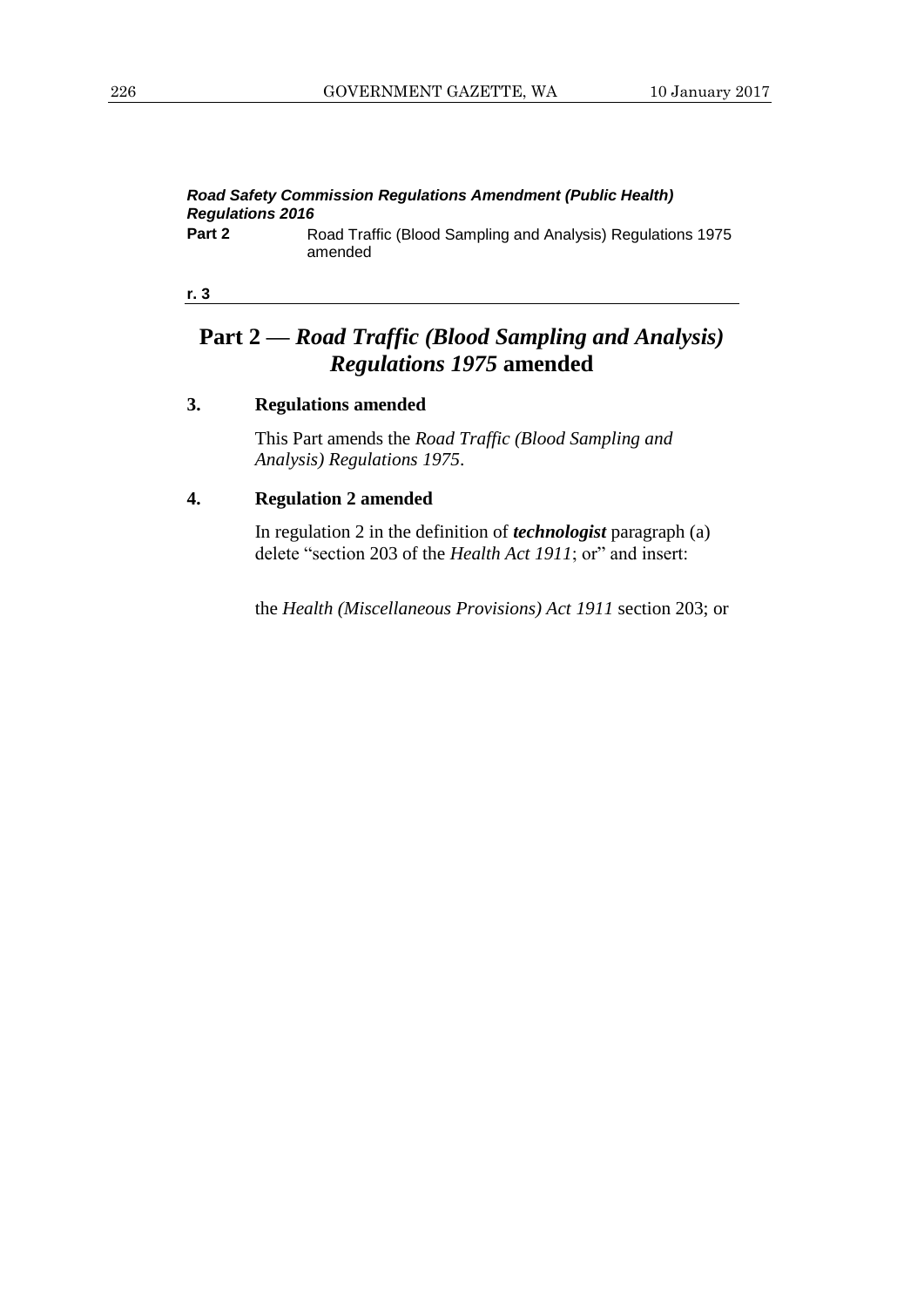## Part 2 — *Road Traffic (Blood Sampling and Analysis) Regulations 1975* amended

### 3. Regulations amended

This Part amends the *Road Traffic (Blood Sampling and Analysis) Regulations 1975*.

### 4. Regulation 2 amended

In regulation 2 in the definition of ***technologist*** paragraph (a) delete "section 203 of the *Health Act 1911*; or" and insert:

the *Health (Miscellaneous Provisions) Act 1911* section 203; or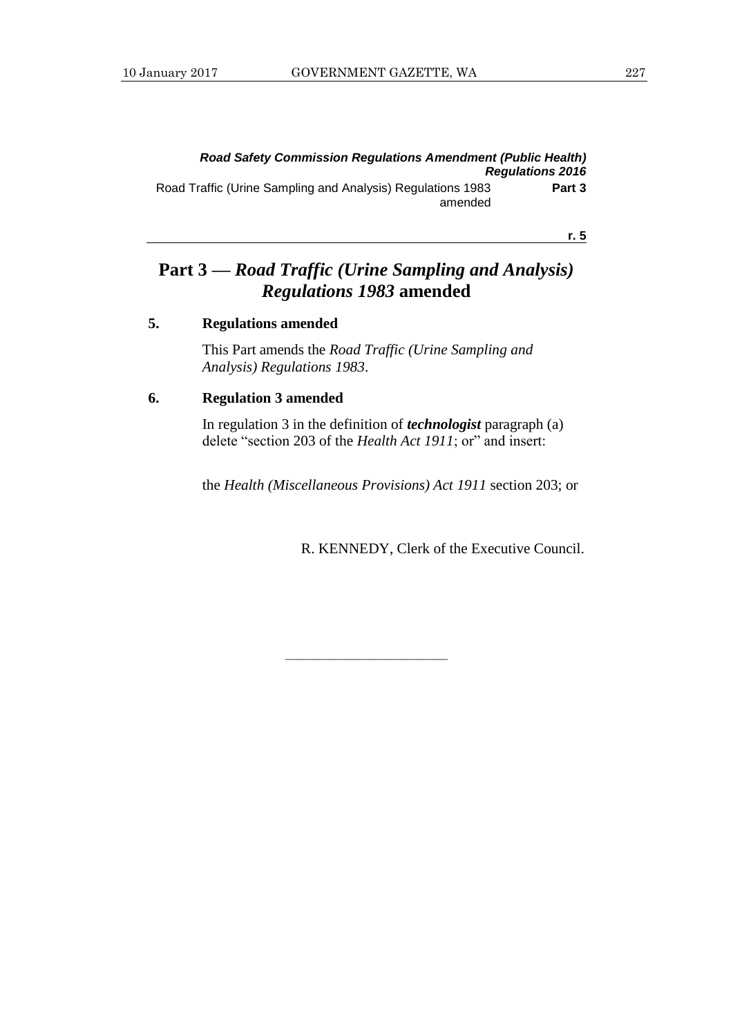## Part 3 — *Road Traffic (Urine Sampling and Analysis) Regulations 1983* amended

### 5. Regulations amended

This Part amends the *Road Traffic (Urine Sampling and Analysis) Regulations 1983*.

### 6. Regulation 3 amended

In regulation 3 in the definition of ***technologist*** paragraph (a) delete "section 203 of the *Health Act 1911*; or" and insert:

the *Health (Miscellaneous Provisions) Act 1911* section 203; or

R. KENNEDY, Clerk of the Executive Council.

---